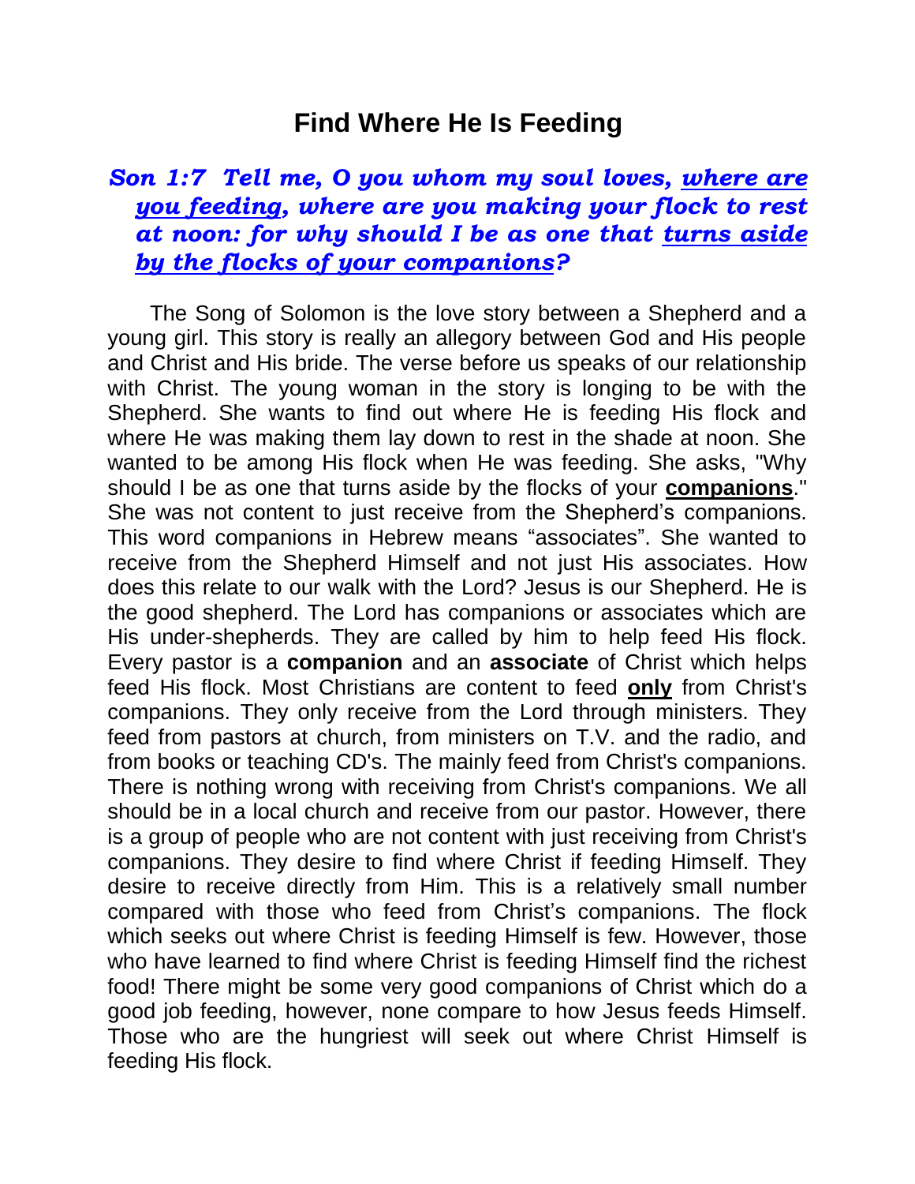# Find Where He Is Feeding

***Son 1:7 Tell me, O you whom my soul loves, <u>where are you feeding</u>, where are you making your flock to rest at noon: for why should I be as one that <u>turns aside by the flocks of your companions</u>?***

The Song of Solomon is the love story between a Shepherd and a young girl. This story is really an allegory between God and His people and Christ and His bride. The verse before us speaks of our relationship with Christ. The young woman in the story is longing to be with the Shepherd. She wants to find out where He is feeding His flock and where He was making them lay down to rest in the shade at noon. She wanted to be among His flock when He was feeding. She asks, "Why should I be as one that turns aside by the flocks of your <u>**companions**</u>." She was not content to just receive from the Shepherd's companions. This word companions in Hebrew means "associates". She wanted to receive from the Shepherd Himself and not just His associates. How does this relate to our walk with the Lord? Jesus is our Shepherd. He is the good shepherd. The Lord has companions or associates which are His under-shepherds. They are called by him to help feed His flock. Every pastor is a **companion** and an **associate** of Christ which helps feed His flock. Most Christians are content to feed <u>**only**</u> from Christ's companions. They only receive from the Lord through ministers. They feed from pastors at church, from ministers on T.V. and the radio, and from books or teaching CD's. The mainly feed from Christ's companions. There is nothing wrong with receiving from Christ's companions. We all should be in a local church and receive from our pastor. However, there is a group of people who are not content with just receiving from Christ's companions. They desire to find where Christ if feeding Himself. They desire to receive directly from Him. This is a relatively small number compared with those who feed from Christ's companions. The flock which seeks out where Christ is feeding Himself is few. However, those who have learned to find where Christ is feeding Himself find the richest food! There might be some very good companions of Christ which do a good job feeding, however, none compare to how Jesus feeds Himself. Those who are the hungriest will seek out where Christ Himself is feeding His flock.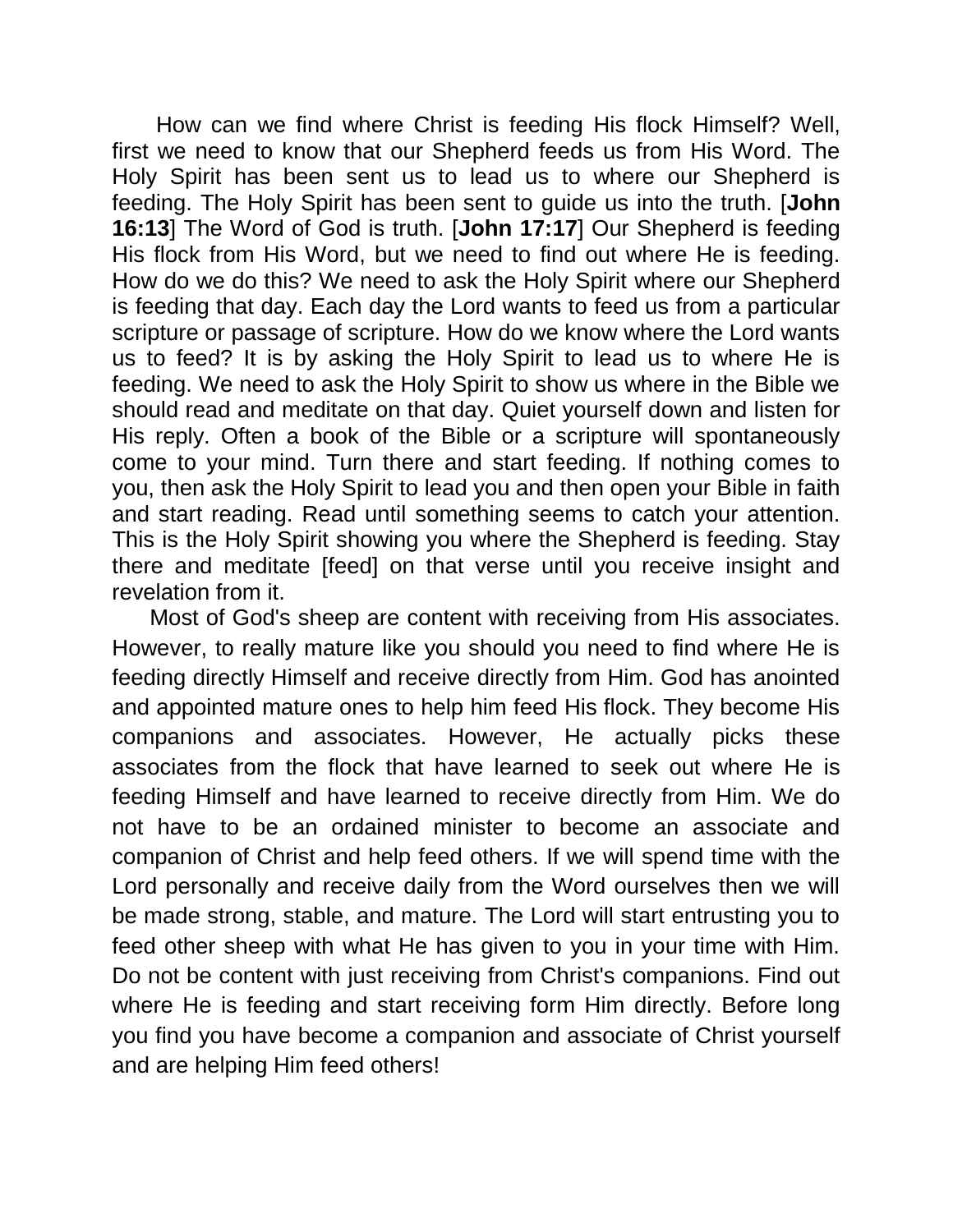How can we find where Christ is feeding His flock Himself? Well, first we need to know that our Shepherd feeds us from His Word. The Holy Spirit has been sent us to lead us to where our Shepherd is feeding. The Holy Spirit has been sent to guide us into the truth. [**John 16:13**] The Word of God is truth. [**John 17:17**] Our Shepherd is feeding His flock from His Word, but we need to find out where He is feeding. How do we do this? We need to ask the Holy Spirit where our Shepherd is feeding that day. Each day the Lord wants to feed us from a particular scripture or passage of scripture. How do we know where the Lord wants us to feed? It is by asking the Holy Spirit to lead us to where He is feeding. We need to ask the Holy Spirit to show us where in the Bible we should read and meditate on that day. Quiet yourself down and listen for His reply. Often a book of the Bible or a scripture will spontaneously come to your mind. Turn there and start feeding. If nothing comes to you, then ask the Holy Spirit to lead you and then open your Bible in faith and start reading. Read until something seems to catch your attention. This is the Holy Spirit showing you where the Shepherd is feeding. Stay there and meditate [feed] on that verse until you receive insight and revelation from it.

Most of God's sheep are content with receiving from His associates. However, to really mature like you should you need to find where He is feeding directly Himself and receive directly from Him. God has anointed and appointed mature ones to help him feed His flock. They become His companions and associates. However, He actually picks these associates from the flock that have learned to seek out where He is feeding Himself and have learned to receive directly from Him. We do not have to be an ordained minister to become an associate and companion of Christ and help feed others. If we will spend time with the Lord personally and receive daily from the Word ourselves then we will be made strong, stable, and mature. The Lord will start entrusting you to feed other sheep with what He has given to you in your time with Him. Do not be content with just receiving from Christ's companions. Find out where He is feeding and start receiving form Him directly. Before long you find you have become a companion and associate of Christ yourself and are helping Him feed others!